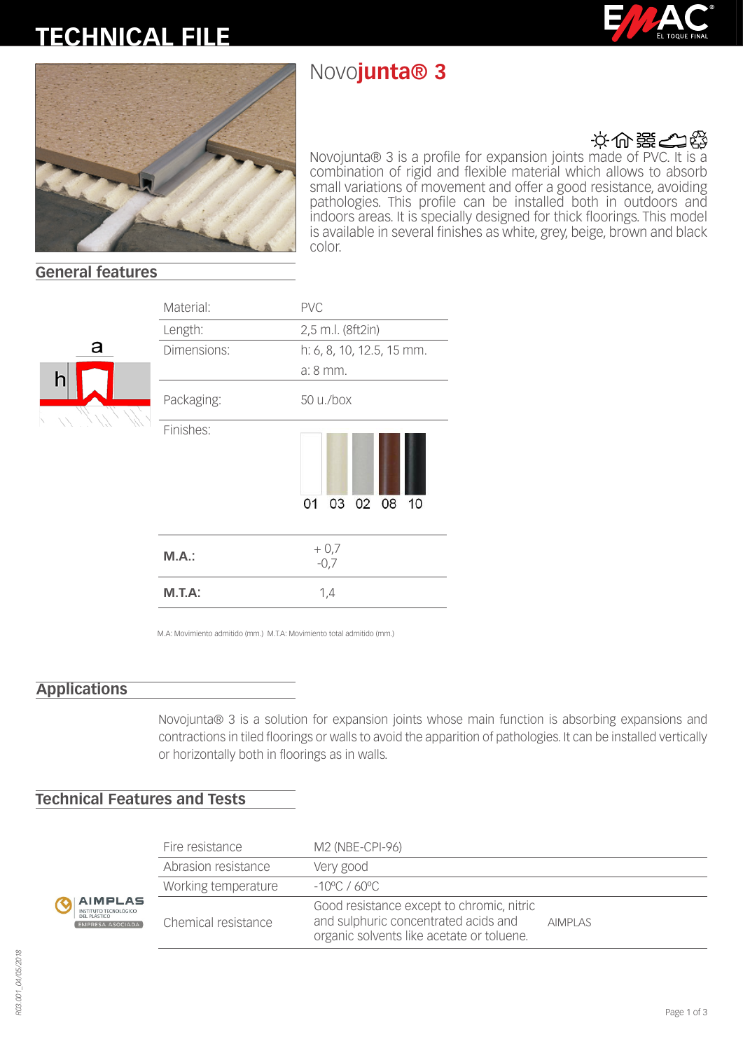# TECHNICAL FILE

# Novo**junta® 3**

Novojunta® 3 is a profile for expansion joints made of PVC. It is a combination of rigid and flexible material which allows to absorb small variations of movement and offer a good resistance, avoiding pathologies. This profile can be installed both in outdoors and indoors areas. It is specially designed for thick floorings. This model is available in several finishes as white, grey, beige, brown and black color.

## General features

| | |
|---|---|
| Material: | PVC |
| Length: | 2,5 m.l. (8ft2in) |
| Dimensions: | h: 6, 8, 10, 12.5, 15 mm.<br>a: 8 mm. |
| Packaging: | 50 u./box |
| Finishes: | 01 03 02 08 10 |
| **M.A.:** | + 0,7<br>-0,7 |
| **M.T.A:** | 1,4 |

M.A: Movimiento admitido (mm.) M.T.A: Movimiento total admitido (mm.)

## Applications

Novojunta® 3 is a solution for expansion joints whose main function is absorbing expansions and contractions in tiled floorings or walls to avoid the apparition of pathologies. It can be installed vertically or horizontally both in floorings as in walls.

## Technical Features and Tests

| | | |
|---|---|---|
| Fire resistance | M2 (NBE-CPI-96) | |
| Abrasion resistance | Very good | |
| Working temperature | -10ºC / 60ºC | |
| Chemical resistance | Good resistance except to chromic, nitric and sulphuric concentrated acids and organic solvents like acetate or toluene. | AIMPLAS |

R03.001_04/05/2018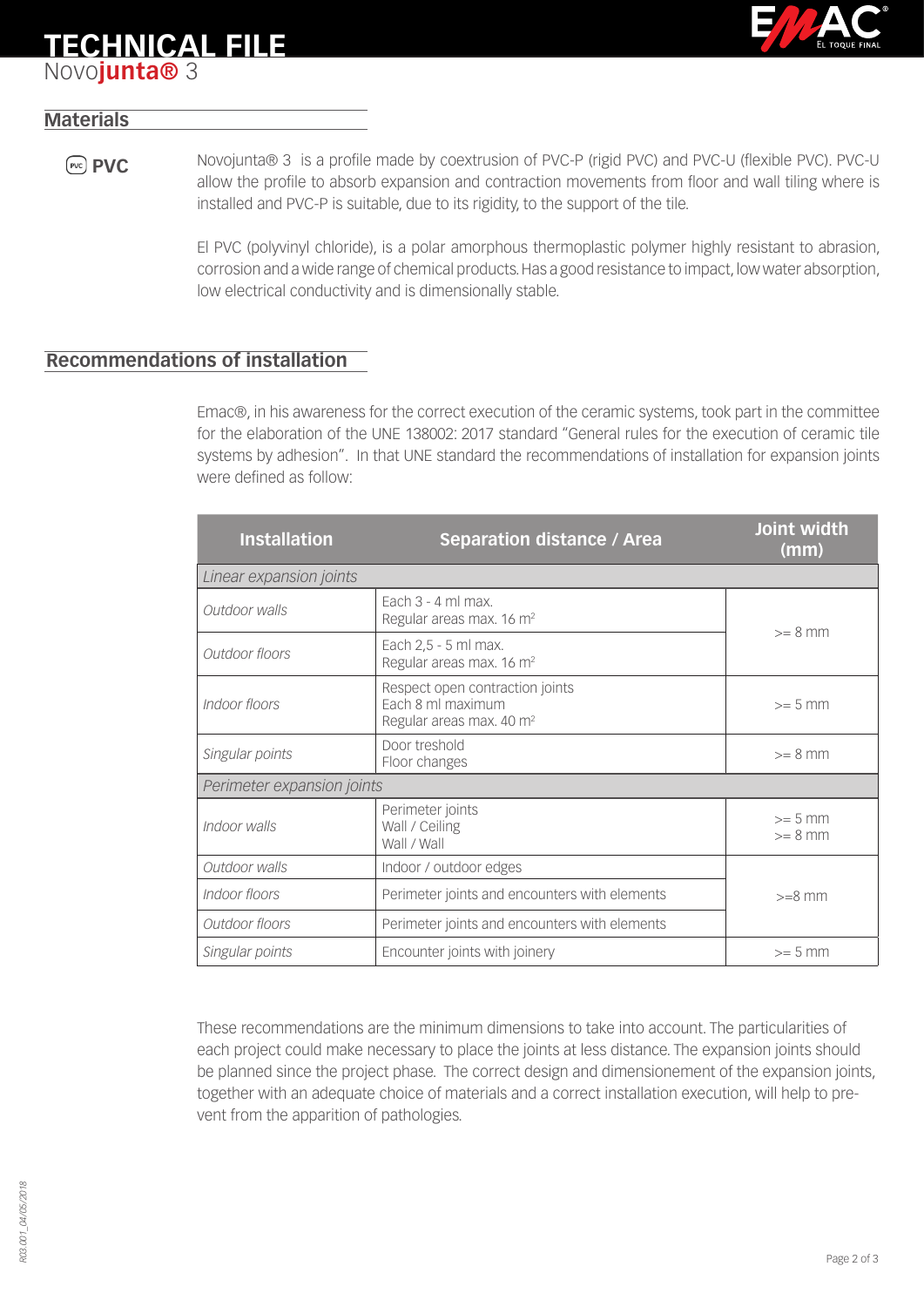# TECHNICAL FILE

Novo**junta®** 3

## Materials

**PVC**

Novojunta® 3 is a profile made by coextrusion of PVC-P (rigid PVC) and PVC-U (flexible PVC). PVC-U allow the profile to absorb expansion and contraction movements from floor and wall tiling where is installed and PVC-P is suitable, due to its rigidity, to the support of the tile.

El PVC (polyvinyl chloride), is a polar amorphous thermoplastic polymer highly resistant to abrasion, corrosion and a wide range of chemical products. Has a good resistance to impact, low water absorption, low electrical conductivity and is dimensionally stable.

## Recommendations of installation

Emac®, in his awareness for the correct execution of the ceramic systems, took part in the committee for the elaboration of the UNE 138002: 2017 standard "General rules for the execution of ceramic tile systems by adhesion". In that UNE standard the recommendations of installation for expansion joints were defined as follow:

| Installation | Separation distance / Area | Joint width (mm) |
|---|---|---|
| *Linear expansion joints* | | |
| *Outdoor walls* | Each 3 - 4 ml max.<br>Regular areas max. 16 m$^2$ | >= 8 mm |
| *Outdoor floors* | Each 2,5 - 5 ml max.<br>Regular areas max. 16 m$^2$ | |
| *Indoor floors* | Respect open contraction joints<br>Each 8 ml maximum<br>Regular areas max. 40 m$^2$ | >= 5 mm |
| *Singular points* | Door treshold<br>Floor changes | >= 8 mm |
| *Perimeter expansion joints* | | |
| *Indoor walls* | Perimeter joints<br>Wall / Ceiling<br>Wall / Wall | >= 5 mm<br>>= 8 mm |
| *Outdoor walls* | Indoor / outdoor edges | >=8 mm |
| *Indoor floors* | Perimeter joints and encounters with elements | |
| *Outdoor floors* | Perimeter joints and encounters with elements | |
| *Singular points* | Encounter joints with joinery | >= 5 mm |

These recommendations are the minimum dimensions to take into account. The particularities of each project could make necessary to place the joints at less distance. The expansion joints should be planned since the project phase. The correct design and dimensionement of the expansion joints, together with an adequate choice of materials and a correct installation execution, will help to prevent from the apparition of pathologies.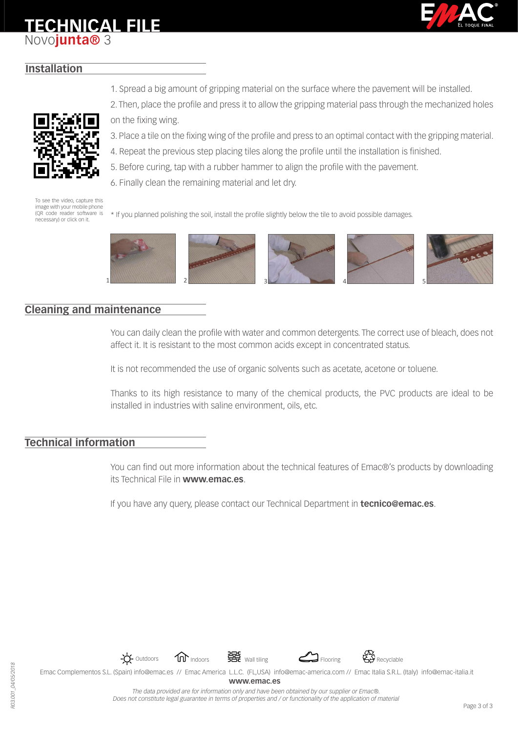# TECHNICAL FILE

Novo**junta®** 3

## Installation

1. Spread a big amount of gripping material on the surface where the pavement will be installed.
2. Then, place the profile and press it to allow the gripping material pass through the mechanized holes on the fixing wing.
3. Place a tile on the fixing wing of the profile and press to an optimal contact with the gripping material.
4. Repeat the previous step placing tiles along the profile until the installation is finished.
5. Before curing, tap with a rubber hammer to align the profile with the pavement.
6. Finally clean the remaining material and let dry.

To see the video, capture this image with your mobile phone (QR code reader software is necessary) or click on it.

* If you planned polishing the soil, install the profile slightly below the tile to avoid possible damages.

1 2 3 4 5

## Cleaning and maintenance

You can daily clean the profile with water and common detergents. The correct use of bleach, does not affect it. It is resistant to the most common acids except in concentrated status.

It is not recommended the use of organic solvents such as acetate, acetone or toluene.

Thanks to its high resistance to many of the chemical products, the PVC products are ideal to be installed in industries with saline environment, oils, etc.

## Technical information

You can find out more information about the technical features of Emac®'s products by downloading its Technical File in **www.emac.es**.

If you have any query, please contact our Technical Department in **tecnico@emac.es**.

Outdoors Indoors Wall tiling Flooring Recyclable

Emac Complementos S.L. (Spain) info@emac.es // Emac America L.L.C. (FL,USA) info@emac-america.com // Emac Italia S.R.L. (Italy) info@emac-italia.it

**www.emac.es**

*The data provided are for information only and have been obtained by our supplier or Emac®.*
*Does not constitute legal guarantee in terms of properties and / or functionality of the application of material*

R03.001_04/05/2018